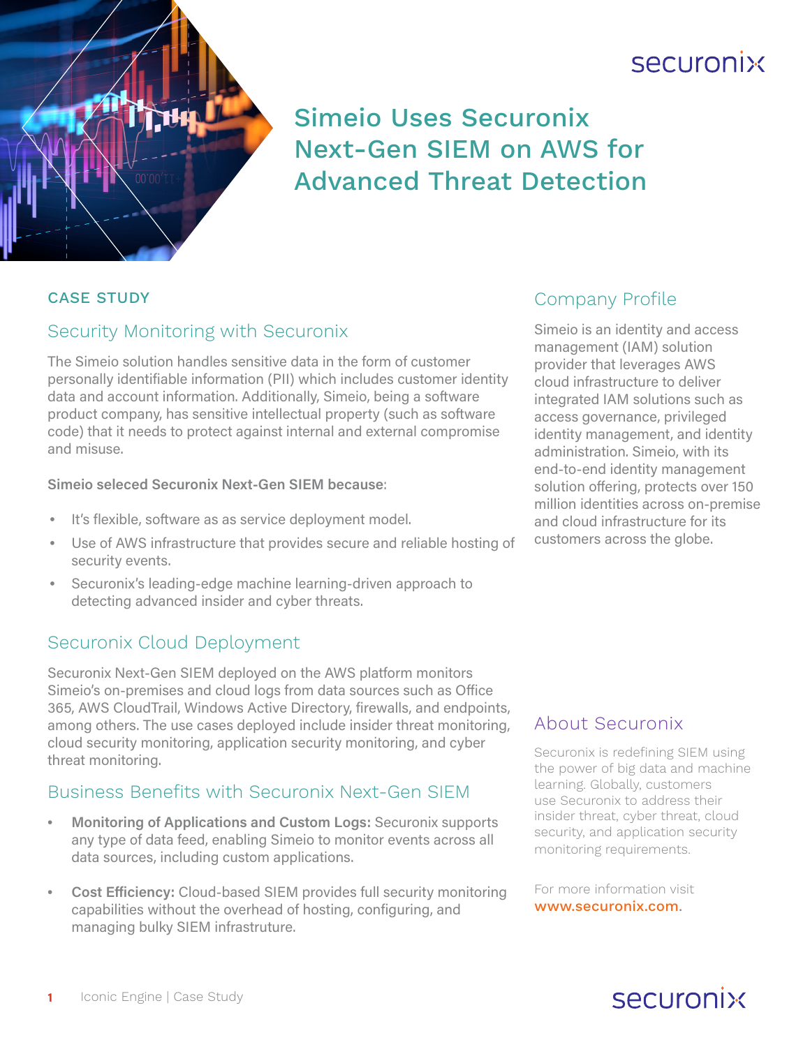securonix

# Simeio Uses Securonix Next-Gen SIEM on AWS for Advanced Threat Detection

CASE STUDY

## Security Monitoring with Securonix

The Simeio solution handles sensitive data in the form of customer personally identifiable information (PII) which includes customer identity data and account information. Additionally, Simeio, being a software product company, has sensitive intellectual property (such as software code) that it needs to protect against internal and external compromise and misuse.

**Simeio seleced Securonix Next-Gen SIEM because**:

- It's flexible, software as as service deployment model.
- Use of AWS infrastructure that provides secure and reliable hosting of security events.
- Securonix's leading-edge machine learning-driven approach to detecting advanced insider and cyber threats.

## Securonix Cloud Deployment

Securonix Next-Gen SIEM deployed on the AWS platform monitors Simeio's on-premises and cloud logs from data sources such as Office 365, AWS CloudTrail, Windows Active Directory, firewalls, and endpoints, among others. The use cases deployed include insider threat monitoring, cloud security monitoring, application security monitoring, and cyber threat monitoring.

## Business Benefits with Securonix Next-Gen SIEM

- **Monitoring of Applications and Custom Logs:** Securonix supports any type of data feed, enabling Simeio to monitor events across all data sources, including custom applications.
- **Cost Efficiency:** Cloud-based SIEM provides full security monitoring capabilities without the overhead of hosting, configuring, and managing bulky SIEM infrastruture.

## Company Profile

Simeio is an identity and access management (IAM) solution provider that leverages AWS cloud infrastructure to deliver integrated IAM solutions such as access governance, privileged identity management, and identity administration. Simeio, with its end-to-end identity management solution offering, protects over 150 million identities across on-premise and cloud infrastructure for its customers across the globe.

## About Securonix

Securonix is redefining SIEM using the power of big data and machine learning. Globally, customers use Securonix to address their insider threat, cyber threat, cloud security, and application security monitoring requirements.

For more information visit www.securonix.com.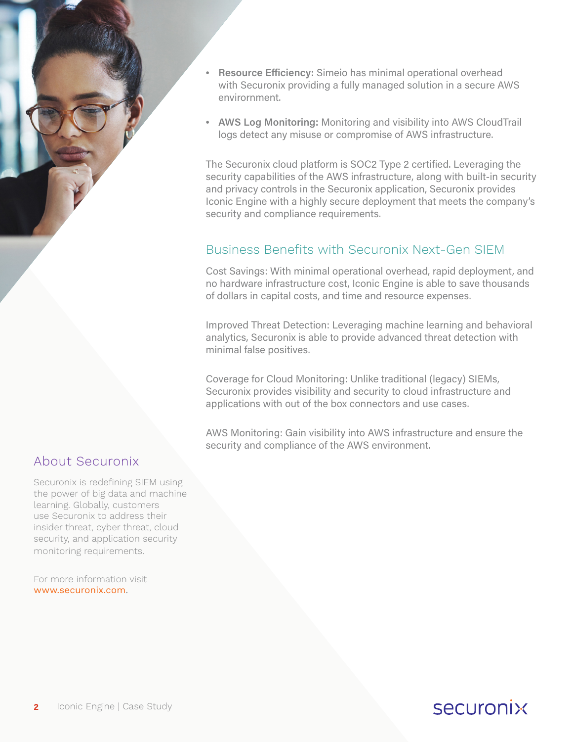- **Resource Efficiency:** Simeio has minimal operational overhead with Securonix providing a fully managed solution in a secure AWS environment.
- **AWS Log Monitoring:** Monitoring and visibility into AWS CloudTrail logs detect any misuse or compromise of AWS infrastructure.

The Securonix cloud platform is SOC2 Type 2 certified. Leveraging the security capabilities of the AWS infrastructure, along with built-in security and privacy controls in the Securonix application, Securonix provides Iconic Engine with a highly secure deployment that meets the company's security and compliance requirements.

## Business Benefits with Securonix Next-Gen SIEM

Cost Savings: With minimal operational overhead, rapid deployment, and no hardware infrastructure cost, Iconic Engine is able to save thousands of dollars in capital costs, and time and resource expenses.

Improved Threat Detection: Leveraging machine learning and behavioral analytics, Securonix is able to provide advanced threat detection with minimal false positives.

Coverage for Cloud Monitoring: Unlike traditional (legacy) SIEMs, Securonix provides visibility and security to cloud infrastructure and applications with out of the box connectors and use cases.

AWS Monitoring: Gain visibility into AWS infrastructure and ensure the security and compliance of the AWS environment.

## About Securonix

Securonix is redefining SIEM using the power of big data and machine learning. Globally, customers use Securonix to address their insider threat, cyber threat, cloud security, and application security monitoring requirements.

For more information visit www.securonix.com.